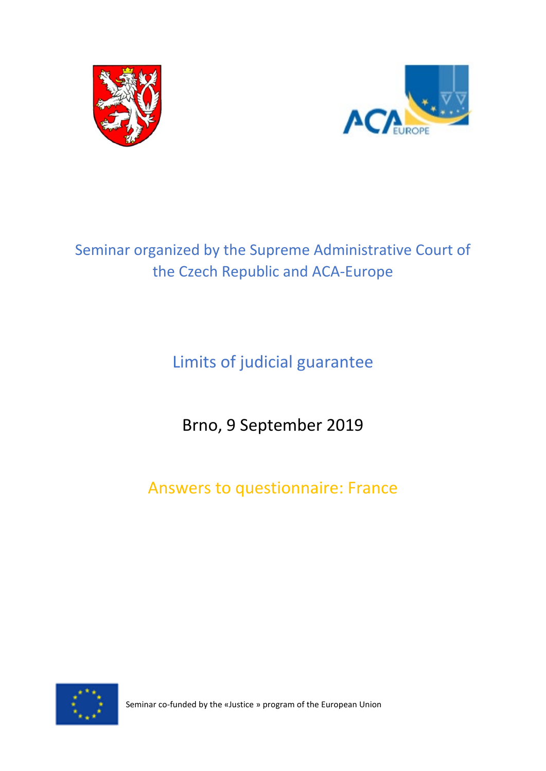Seminar organized by the Supreme Administrative Court of the Czech Republic and ACA-Europe

# Limits of judicial guarantee

Brno, 9 September 2019

## Answers to questionnaire: France

Seminar co-funded by the «Justice » program of the European Union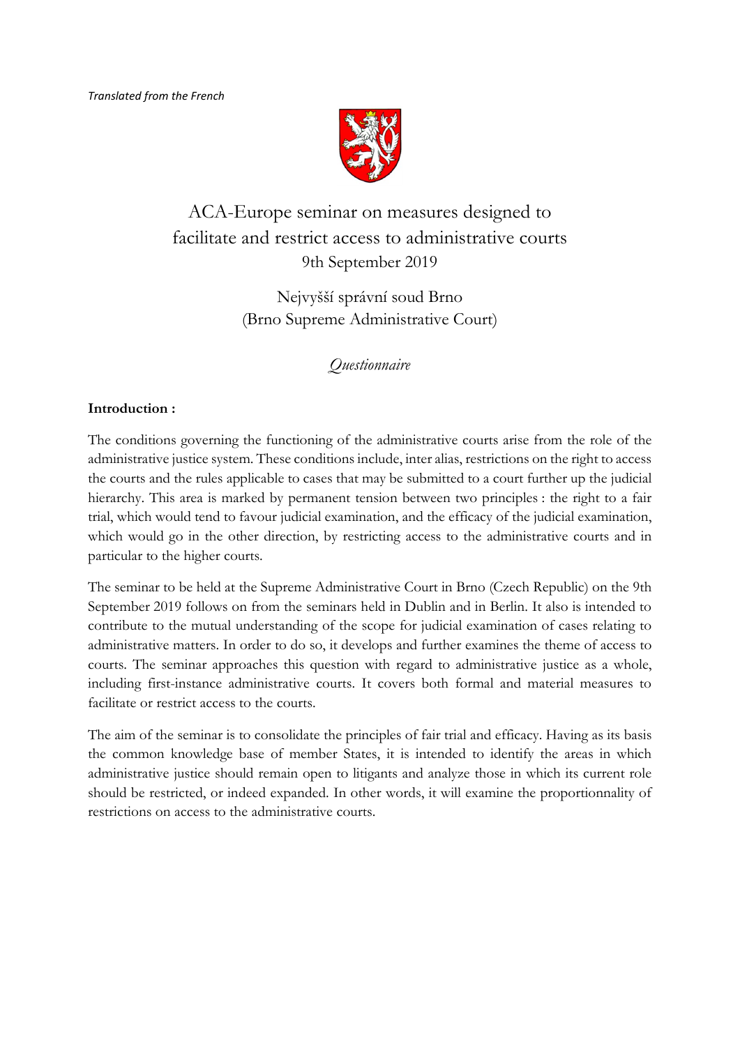*Translated from the French*

# ACA-Europe seminar on measures designed to facilitate and restrict access to administrative courts

9th September 2019

Nejvyšší správní soud Brno

(Brno Supreme Administrative Court)

*Questionnaire*

**Introduction :**

The conditions governing the functioning of the administrative courts arise from the role of the administrative justice system. These conditions include, inter alias, restrictions on the right to access the courts and the rules applicable to cases that may be submitted to a court further up the judicial hierarchy. This area is marked by permanent tension between two principles : the right to a fair trial, which would tend to favour judicial examination, and the efficacy of the judicial examination, which would go in the other direction, by restricting access to the administrative courts and in particular to the higher courts.

The seminar to be held at the Supreme Administrative Court in Brno (Czech Republic) on the 9th September 2019 follows on from the seminars held in Dublin and in Berlin. It also is intended to contribute to the mutual understanding of the scope for judicial examination of cases relating to administrative matters. In order to do so, it develops and further examines the theme of access to courts. The seminar approaches this question with regard to administrative justice as a whole, including first-instance administrative courts. It covers both formal and material measures to facilitate or restrict access to the courts.

The aim of the seminar is to consolidate the principles of fair trial and efficacy. Having as its basis the common knowledge base of member States, it is intended to identify the areas in which administrative justice should remain open to litigants and analyze those in which its current role should be restricted, or indeed expanded. In other words, it will examine the proportionnality of restrictions on access to the administrative courts.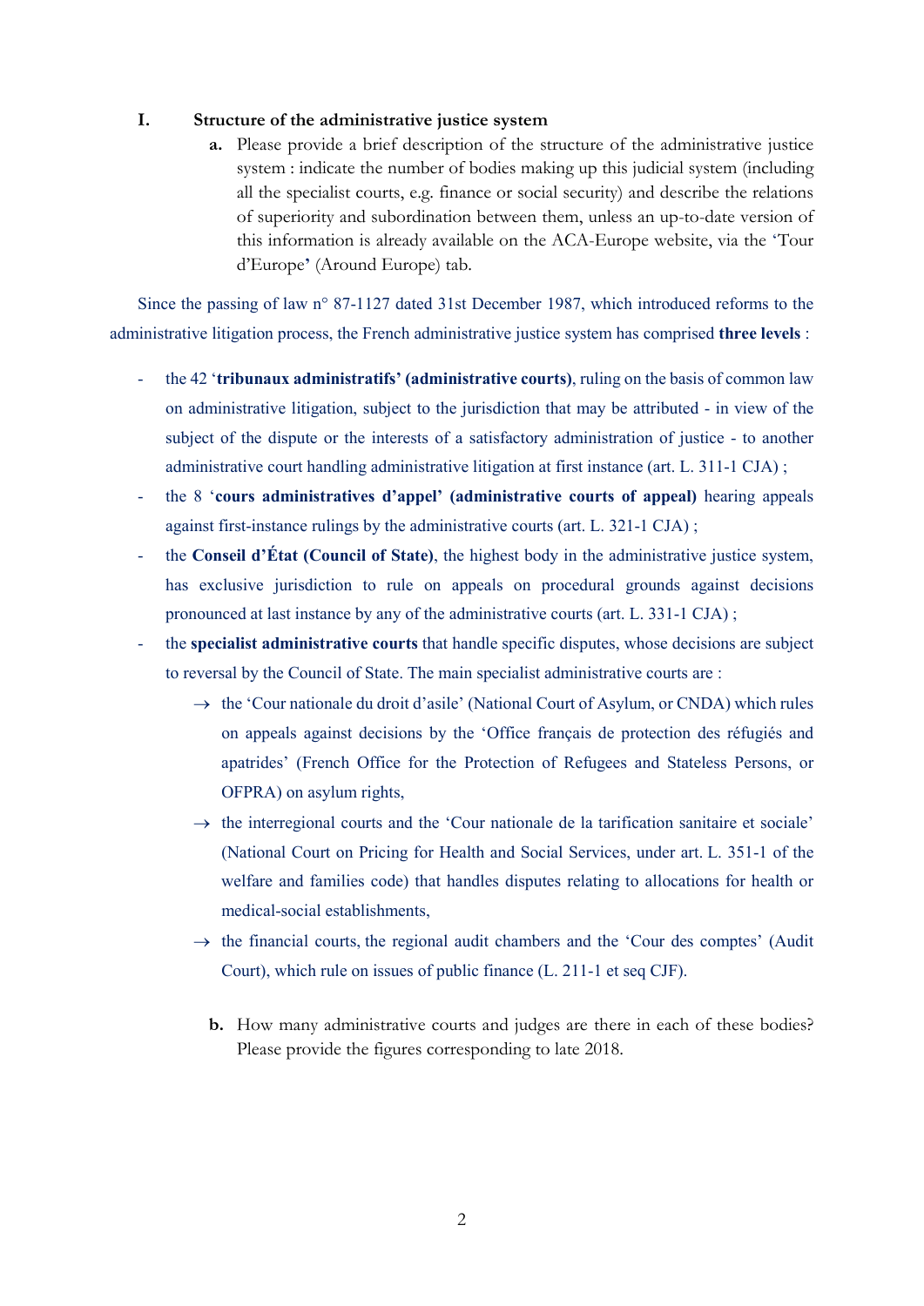## I. Structure of the administrative justice system

**a.** Please provide a brief description of the structure of the administrative justice system : indicate the number of bodies making up this judicial system (including all the specialist courts, e.g. finance or social security) and describe the relations of superiority and subordination between them, unless an up-to-date version of this information is already available on the ACA-Europe website, via the 'Tour d'Europe' (Around Europe) tab.

Since the passing of law n° 87-1127 dated 31st December 1987, which introduced reforms to the administrative litigation process, the French administrative justice system has comprised **three levels** :

- the 42 '**tribunaux administratifs' (administrative courts)**, ruling on the basis of common law on administrative litigation, subject to the jurisdiction that may be attributed - in view of the subject of the dispute or the interests of a satisfactory administration of justice - to another administrative court handling administrative litigation at first instance (art. L. 311-1 CJA) ;
- the 8 '**cours administratives d'appel' (administrative courts of appeal)** hearing appeals against first-instance rulings by the administrative courts (art. L. 321-1 CJA) ;
- the **Conseil d'État (Council of State)**, the highest body in the administrative justice system, has exclusive jurisdiction to rule on appeals on procedural grounds against decisions pronounced at last instance by any of the administrative courts (art. L. 331-1 CJA) ;
- the **specialist administrative courts** that handle specific disputes, whose decisions are subject to reversal by the Council of State. The main specialist administrative courts are :
  - → the 'Cour nationale du droit d'asile' (National Court of Asylum, or CNDA) which rules on appeals against decisions by the 'Office français de protection des réfugiés and apatrides' (French Office for the Protection of Refugees and Stateless Persons, or OFPRA) on asylum rights,
  - → the interregional courts and the 'Cour nationale de la tarification sanitaire et sociale' (National Court on Pricing for Health and Social Services, under art. L. 351-1 of the welfare and families code) that handles disputes relating to allocations for health or medical-social establishments,
  - → the financial courts, the regional audit chambers and the 'Cour des comptes' (Audit Court), which rule on issues of public finance (L. 211-1 et seq CJF).

**b.** How many administrative courts and judges are there in each of these bodies? Please provide the figures corresponding to late 2018.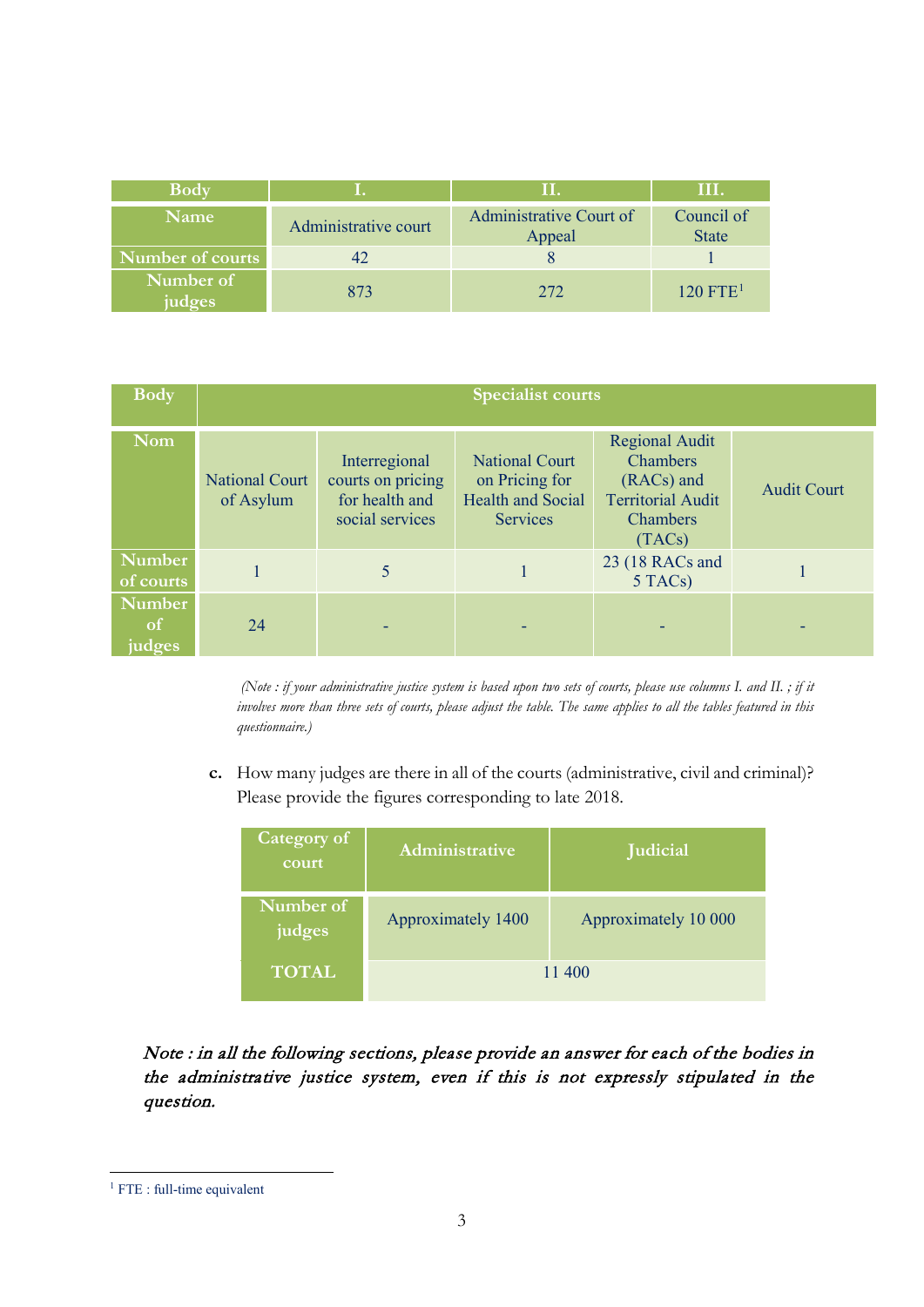| Body | I. | II. | III. |
|---|---|---|---|
| Name | Administrative court | Administrative Court of Appeal | Council of State |
| Number of courts | 42 | 8 | 1 |
| Number of judges | 873 | 272 | 120 FTE[1] |

| Body | Specialist courts | | | | |
|---|---|---|---|---|---|
| Nom | National Court of Asylum | Interregional courts on pricing for health and social services | National Court on Pricing for Health and Social Services | Regional Audit Chambers (RACs) and Territorial Audit Chambers (TACs) | Audit Court |
| Number of courts | 1 | 5 | 1 | 23 (18 RACs and 5 TACs) | 1 |
| Number of judges | 24 | - | - | - | - |

*(Note : if your administrative justice system is based upon two sets of courts, please use columns I. and II. ; if it involves more than three sets of courts, please adjust the table. The same applies to all the tables featured in this questionnaire.)*

**c.** How many judges are there in all of the courts (administrative, civil and criminal)? Please provide the figures corresponding to late 2018.

| Category of court | Administrative | Judicial |
|---|---|---|
| Number of judges | Approximately 1400 | Approximately 10 000 |
| TOTAL | 11 400 | |

***Note : in all the following sections, please provide an answer for each of the bodies in the administrative justice system, even if this is not expressly stipulated in the question.***

[1] FTE : full-time equivalent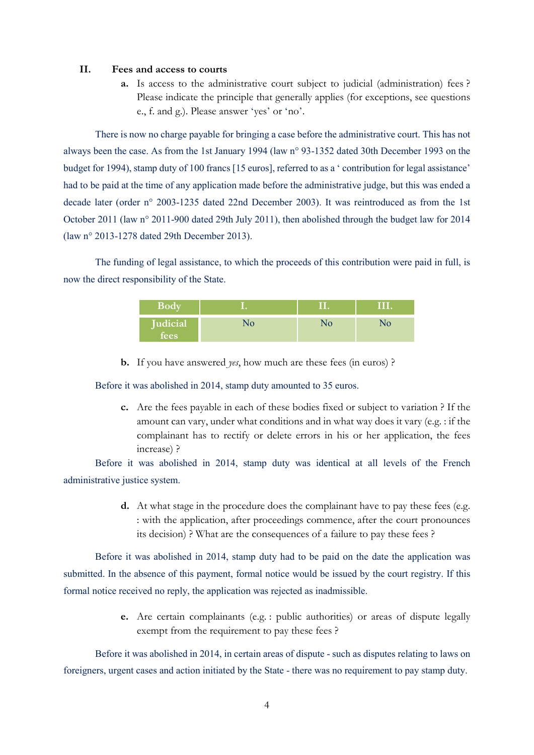## II. Fees and access to courts

**a.** Is access to the administrative court subject to judicial (administration) fees ? Please indicate the principle that generally applies (for exceptions, see questions e., f. and g.). Please answer 'yes' or 'no'.

There is now no charge payable for bringing a case before the administrative court. This has not always been the case. As from the 1st January 1994 (law n° 93-1352 dated 30th December 1993 on the budget for 1994), stamp duty of 100 francs [15 euros], referred to as a ' contribution for legal assistance' had to be paid at the time of any application made before the administrative judge, but this was ended a decade later (order n° 2003-1235 dated 22nd December 2003). It was reintroduced as from the 1st October 2011 (law n° 2011-900 dated 29th July 2011), then abolished through the budget law for 2014 (law n° 2013-1278 dated 29th December 2013).

The funding of legal assistance, to which the proceeds of this contribution were paid in full, is now the direct responsibility of the State.

| Body | I. | II. | III. |
|---|---|---|---|
| Judicial fees | No | No | No |

**b.** If you have answered *yes*, how much are these fees (in euros) ?

Before it was abolished in 2014, stamp duty amounted to 35 euros.

**c.** Are the fees payable in each of these bodies fixed or subject to variation ? If the amount can vary, under what conditions and in what way does it vary (e.g. : if the complainant has to rectify or delete errors in his or her application, the fees increase) ?

Before it was abolished in 2014, stamp duty was identical at all levels of the French administrative justice system.

**d.** At what stage in the procedure does the complainant have to pay these fees (e.g. : with the application, after proceedings commence, after the court pronounces its decision) ? What are the consequences of a failure to pay these fees ?

Before it was abolished in 2014, stamp duty had to be paid on the date the application was submitted. In the absence of this payment, formal notice would be issued by the court registry. If this formal notice received no reply, the application was rejected as inadmissible.

**e.** Are certain complainants (e.g. : public authorities) or areas of dispute legally exempt from the requirement to pay these fees ?

Before it was abolished in 2014, in certain areas of dispute - such as disputes relating to laws on foreigners, urgent cases and action initiated by the State - there was no requirement to pay stamp duty.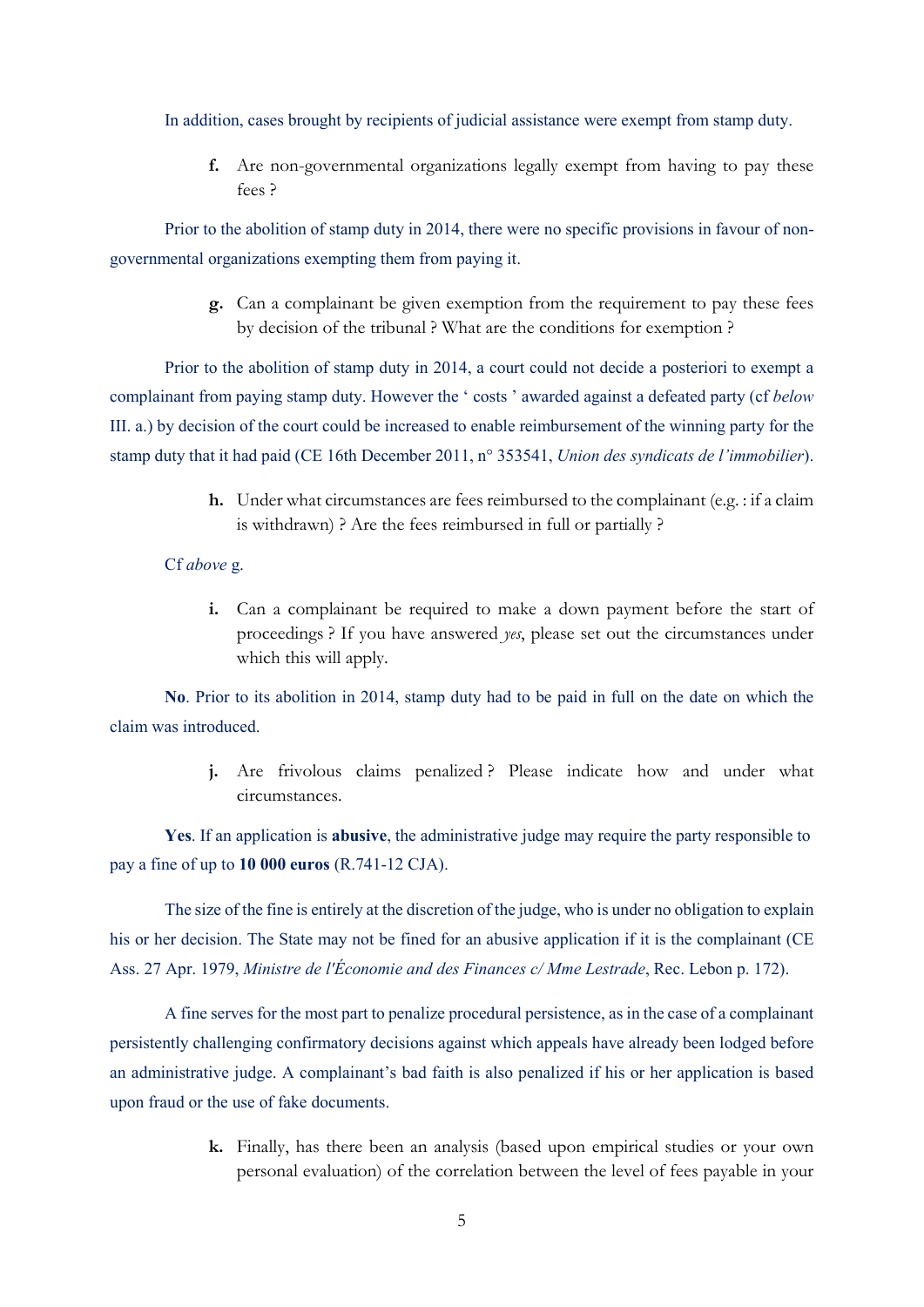In addition, cases brought by recipients of judicial assistance were exempt from stamp duty.

**f.** Are non-governmental organizations legally exempt from having to pay these fees ?

Prior to the abolition of stamp duty in 2014, there were no specific provisions in favour of non-governmental organizations exempting them from paying it.

**g.** Can a complainant be given exemption from the requirement to pay these fees by decision of the tribunal ? What are the conditions for exemption ?

Prior to the abolition of stamp duty in 2014, a court could not decide a posteriori to exempt a complainant from paying stamp duty. However the ' costs ' awarded against a defeated party (cf *below* III. a.) by decision of the court could be increased to enable reimbursement of the winning party for the stamp duty that it had paid (CE 16th December 2011, n° 353541, *Union des syndicats de l'immobilier*).

**h.** Under what circumstances are fees reimbursed to the complainant (e.g. : if a claim is withdrawn) ? Are the fees reimbursed in full or partially ?

Cf *above* g.

**i.** Can a complainant be required to make a down payment before the start of proceedings ? If you have answered *yes*, please set out the circumstances under which this will apply.

**No**. Prior to its abolition in 2014, stamp duty had to be paid in full on the date on which the claim was introduced.

**j.** Are frivolous claims penalized ? Please indicate how and under what circumstances.

**Yes**. If an application is **abusive**, the administrative judge may require the party responsible to pay a fine of up to **10 000 euros** (R.741-12 CJA).

The size of the fine is entirely at the discretion of the judge, who is under no obligation to explain his or her decision. The State may not be fined for an abusive application if it is the complainant (CE Ass. 27 Apr. 1979, *Ministre de l'Économie and des Finances c/ Mme Lestrade*, Rec. Lebon p. 172).

A fine serves for the most part to penalize procedural persistence, as in the case of a complainant persistently challenging confirmatory decisions against which appeals have already been lodged before an administrative judge. A complainant's bad faith is also penalized if his or her application is based upon fraud or the use of fake documents.

**k.** Finally, has there been an analysis (based upon empirical studies or your own personal evaluation) of the correlation between the level of fees payable in your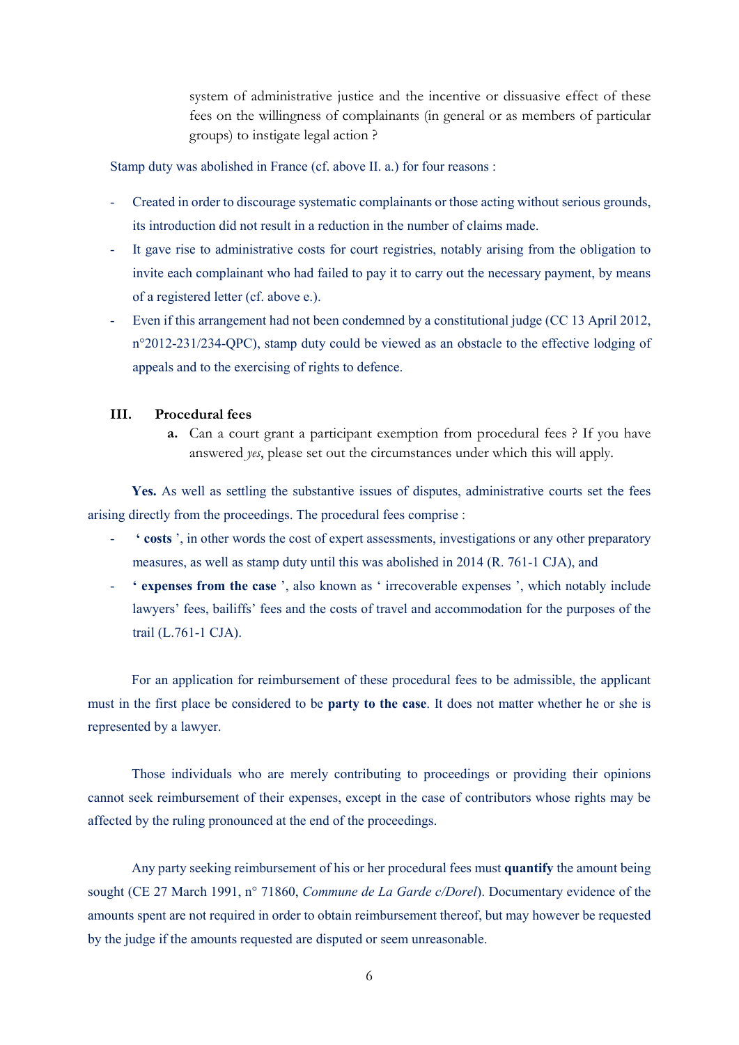system of administrative justice and the incentive or dissuasive effect of these fees on the willingness of complainants (in general or as members of particular groups) to instigate legal action ?

Stamp duty was abolished in France (cf. above II. a.) for four reasons :

- Created in order to discourage systematic complainants or those acting without serious grounds, its introduction did not result in a reduction in the number of claims made.
- It gave rise to administrative costs for court registries, notably arising from the obligation to invite each complainant who had failed to pay it to carry out the necessary payment, by means of a registered letter (cf. above e.).
- Even if this arrangement had not been condemned by a constitutional judge (CC 13 April 2012, n°2012-231/234-QPC), stamp duty could be viewed as an obstacle to the effective lodging of appeals and to the exercising of rights to defence.

## III. Procedural fees

**a.** Can a court grant a participant exemption from procedural fees ? If you have answered *yes*, please set out the circumstances under which this will apply.

**Yes.** As well as settling the substantive issues of disputes, administrative courts set the fees arising directly from the proceedings. The procedural fees comprise :

- **' costs '**, in other words the cost of expert assessments, investigations or any other preparatory measures, as well as stamp duty until this was abolished in 2014 (R. 761-1 CJA), and
- **' expenses from the case '**, also known as ' irrecoverable expenses ', which notably include lawyers' fees, bailiffs' fees and the costs of travel and accommodation for the purposes of the trail (L.761-1 CJA).

For an application for reimbursement of these procedural fees to be admissible, the applicant must in the first place be considered to be **party to the case**. It does not matter whether he or she is represented by a lawyer.

Those individuals who are merely contributing to proceedings or providing their opinions cannot seek reimbursement of their expenses, except in the case of contributors whose rights may be affected by the ruling pronounced at the end of the proceedings.

Any party seeking reimbursement of his or her procedural fees must **quantify** the amount being sought (CE 27 March 1991, n° 71860, *Commune de La Garde c/Dorel*). Documentary evidence of the amounts spent are not required in order to obtain reimbursement thereof, but may however be requested by the judge if the amounts requested are disputed or seem unreasonable.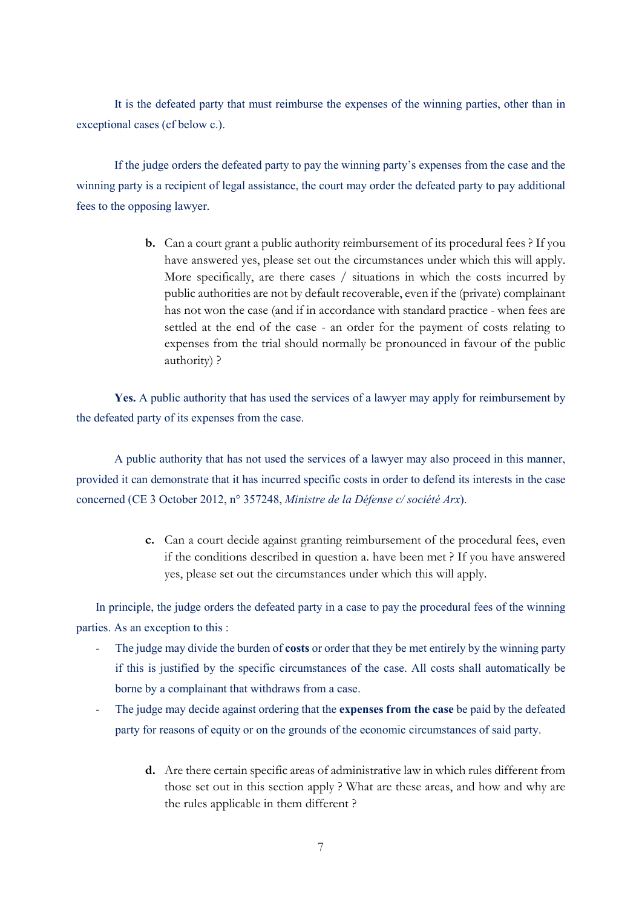It is the defeated party that must reimburse the expenses of the winning parties, other than in exceptional cases (cf below c.).

If the judge orders the defeated party to pay the winning party's expenses from the case and the winning party is a recipient of legal assistance, the court may order the defeated party to pay additional fees to the opposing lawyer.

**b.** Can a court grant a public authority reimbursement of its procedural fees ? If you have answered yes, please set out the circumstances under which this will apply. More specifically, are there cases / situations in which the costs incurred by public authorities are not by default recoverable, even if the (private) complainant has not won the case (and if in accordance with standard practice - when fees are settled at the end of the case - an order for the payment of costs relating to expenses from the trial should normally be pronounced in favour of the public authority) ?

**Yes.** A public authority that has used the services of a lawyer may apply for reimbursement by the defeated party of its expenses from the case.

A public authority that has not used the services of a lawyer may also proceed in this manner, provided it can demonstrate that it has incurred specific costs in order to defend its interests in the case concerned (CE 3 October 2012, n° 357248, *Ministre de la Défense c/ société Arx*).

**c.** Can a court decide against granting reimbursement of the procedural fees, even if the conditions described in question a. have been met ? If you have answered yes, please set out the circumstances under which this will apply.

In principle, the judge orders the defeated party in a case to pay the procedural fees of the winning parties. As an exception to this :

- The judge may divide the burden of **costs** or order that they be met entirely by the winning party if this is justified by the specific circumstances of the case. All costs shall automatically be borne by a complainant that withdraws from a case.
- The judge may decide against ordering that the **expenses from the case** be paid by the defeated party for reasons of equity or on the grounds of the economic circumstances of said party.

**d.** Are there certain specific areas of administrative law in which rules different from those set out in this section apply ? What are these areas, and how and why are the rules applicable in them different ?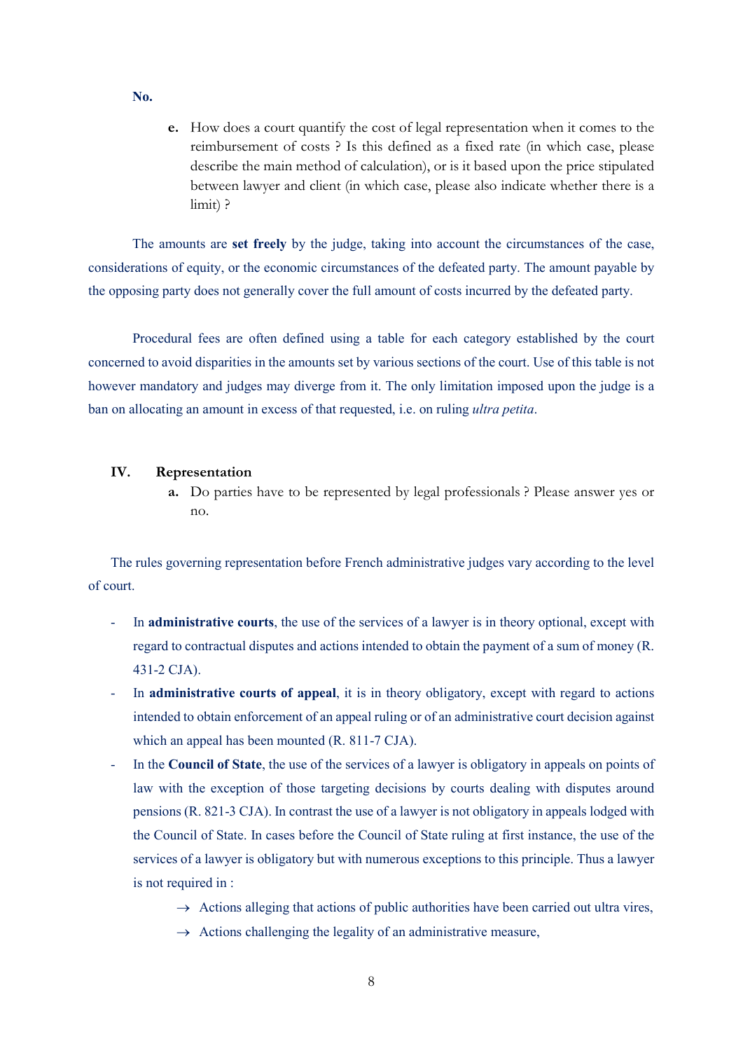**No.**

e. How does a court quantify the cost of legal representation when it comes to the reimbursement of costs ? Is this defined as a fixed rate (in which case, please describe the main method of calculation), or is it based upon the price stipulated between lawyer and client (in which case, please also indicate whether there is a limit) ?

The amounts are **set freely** by the judge, taking into account the circumstances of the case, considerations of equity, or the economic circumstances of the defeated party. The amount payable by the opposing party does not generally cover the full amount of costs incurred by the defeated party.

Procedural fees are often defined using a table for each category established by the court concerned to avoid disparities in the amounts set by various sections of the court. Use of this table is not however mandatory and judges may diverge from it. The only limitation imposed upon the judge is a ban on allocating an amount in excess of that requested, i.e. on ruling *ultra petita*.

## IV. Representation

a. Do parties have to be represented by legal professionals ? Please answer yes or no.

The rules governing representation before French administrative judges vary according to the level of court.

- In **administrative courts**, the use of the services of a lawyer is in theory optional, except with regard to contractual disputes and actions intended to obtain the payment of a sum of money (R. 431-2 CJA).
- In **administrative courts of appeal**, it is in theory obligatory, except with regard to actions intended to obtain enforcement of an appeal ruling or of an administrative court decision against which an appeal has been mounted (R. 811-7 CJA).
- In the **Council of State**, the use of the services of a lawyer is obligatory in appeals on points of law with the exception of those targeting decisions by courts dealing with disputes around pensions (R. 821-3 CJA). In contrast the use of a lawyer is not obligatory in appeals lodged with the Council of State. In cases before the Council of State ruling at first instance, the use of the services of a lawyer is obligatory but with numerous exceptions to this principle. Thus a lawyer is not required in :
  - → Actions alleging that actions of public authorities have been carried out ultra vires,
  - → Actions challenging the legality of an administrative measure,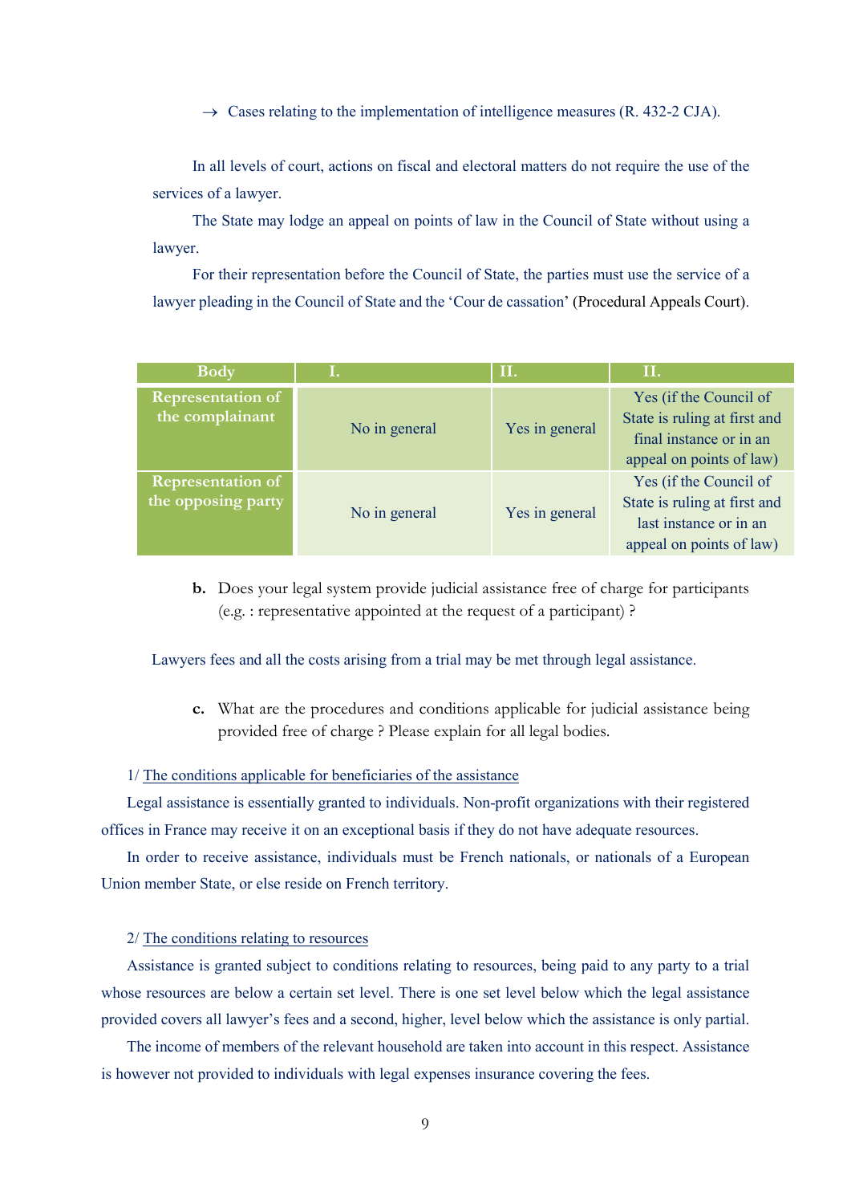→ Cases relating to the implementation of intelligence measures (R. 432-2 CJA).

In all levels of court, actions on fiscal and electoral matters do not require the use of the services of a lawyer.

The State may lodge an appeal on points of law in the Council of State without using a lawyer.

For their representation before the Council of State, the parties must use the service of a lawyer pleading in the Council of State and the 'Cour de cassation' (Procedural Appeals Court).

| Body | I. | II. | II. |
|---|---|---|---|
| Representation of the complainant | No in general | Yes in general | Yes (if the Council of State is ruling at first and final instance or in an appeal on points of law) |
| Representation of the opposing party | No in general | Yes in general | Yes (if the Council of State is ruling at first and last instance or in an appeal on points of law) |

**b.** Does your legal system provide judicial assistance free of charge for participants (e.g. : representative appointed at the request of a participant) ?

Lawyers fees and all the costs arising from a trial may be met through legal assistance.

**c.** What are the procedures and conditions applicable for judicial assistance being provided free of charge ? Please explain for all legal bodies.

1/ The conditions applicable for beneficiaries of the assistance

Legal assistance is essentially granted to individuals. Non-profit organizations with their registered offices in France may receive it on an exceptional basis if they do not have adequate resources.

In order to receive assistance, individuals must be French nationals, or nationals of a European Union member State, or else reside on French territory.

2/ The conditions relating to resources

Assistance is granted subject to conditions relating to resources, being paid to any party to a trial whose resources are below a certain set level. There is one set level below which the legal assistance provided covers all lawyer's fees and a second, higher, level below which the assistance is only partial.

The income of members of the relevant household are taken into account in this respect. Assistance is however not provided to individuals with legal expenses insurance covering the fees.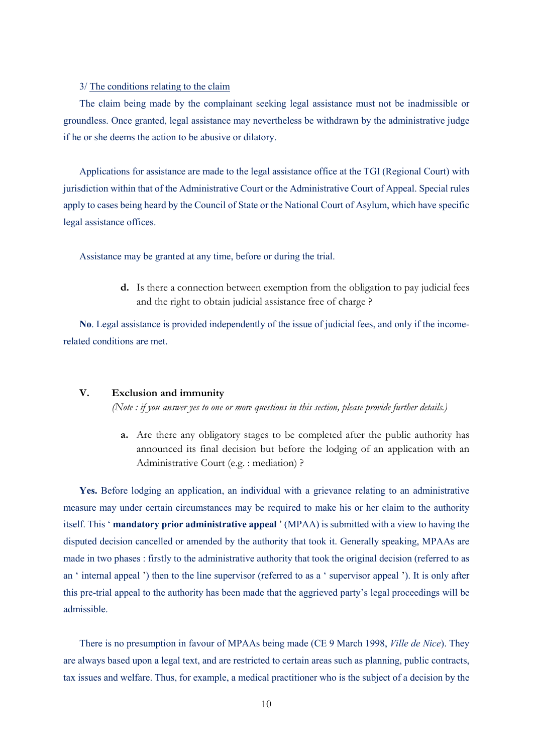3/ <u>The conditions relating to the claim</u>

The claim being made by the complainant seeking legal assistance must not be inadmissible or groundless. Once granted, legal assistance may nevertheless be withdrawn by the administrative judge if he or she deems the action to be abusive or dilatory.

Applications for assistance are made to the legal assistance office at the TGI (Regional Court) with jurisdiction within that of the Administrative Court or the Administrative Court of Appeal. Special rules apply to cases being heard by the Council of State or the National Court of Asylum, which have specific legal assistance offices.

Assistance may be granted at any time, before or during the trial.

**d.** Is there a connection between exemption from the obligation to pay judicial fees and the right to obtain judicial assistance free of charge ?

**No**. Legal assistance is provided independently of the issue of judicial fees, and only if the income-related conditions are met.

## V. Exclusion and immunity

*(Note : if you answer yes to one or more questions in this section, please provide further details.)*

**a.** Are there any obligatory stages to be completed after the public authority has announced its final decision but before the lodging of an application with an Administrative Court (e.g. : mediation) ?

**Yes.** Before lodging an application, an individual with a grievance relating to an administrative measure may under certain circumstances may be required to make his or her claim to the authority itself. This ' **mandatory prior administrative appeal** ' (MPAA) is submitted with a view to having the disputed decision cancelled or amended by the authority that took it. Generally speaking, MPAAs are made in two phases : firstly to the administrative authority that took the original decision (referred to as an ' internal appeal ') then to the line supervisor (referred to as a ' supervisor appeal '). It is only after this pre-trial appeal to the authority has been made that the aggrieved party's legal proceedings will be admissible.

There is no presumption in favour of MPAAs being made (CE 9 March 1998, *Ville de Nice*). They are always based upon a legal text, and are restricted to certain areas such as planning, public contracts, tax issues and welfare. Thus, for example, a medical practitioner who is the subject of a decision by the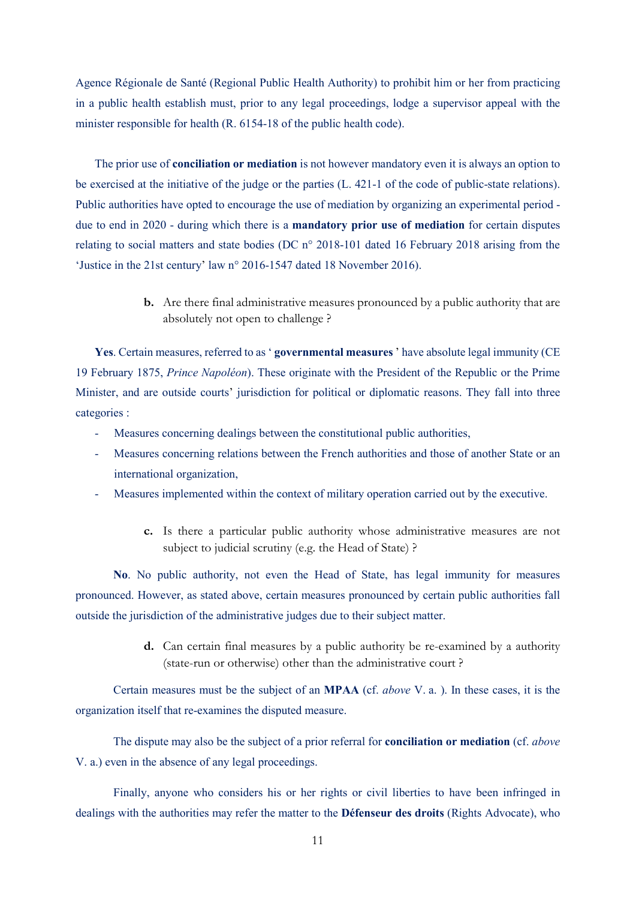Agence Régionale de Santé (Regional Public Health Authority) to prohibit him or her from practicing in a public health establish must, prior to any legal proceedings, lodge a supervisor appeal with the minister responsible for health (R. 6154-18 of the public health code).

The prior use of **conciliation or mediation** is not however mandatory even it is always an option to be exercised at the initiative of the judge or the parties (L. 421-1 of the code of public-state relations). Public authorities have opted to encourage the use of mediation by organizing an experimental period - due to end in 2020 - during which there is a **mandatory prior use of mediation** for certain disputes relating to social matters and state bodies (DC n° 2018-101 dated 16 February 2018 arising from the 'Justice in the 21st century' law n° 2016-1547 dated 18 November 2016).

**b.** Are there final administrative measures pronounced by a public authority that are absolutely not open to challenge ?

**Yes**. Certain measures, referred to as ' **governmental measures** ' have absolute legal immunity (CE 19 February 1875, *Prince Napoléon*). These originate with the President of the Republic or the Prime Minister, and are outside courts' jurisdiction for political or diplomatic reasons. They fall into three categories :

- Measures concerning dealings between the constitutional public authorities,
- Measures concerning relations between the French authorities and those of another State or an international organization,
- Measures implemented within the context of military operation carried out by the executive.

**c.** Is there a particular public authority whose administrative measures are not subject to judicial scrutiny (e.g. the Head of State) ?

**No**. No public authority, not even the Head of State, has legal immunity for measures pronounced. However, as stated above, certain measures pronounced by certain public authorities fall outside the jurisdiction of the administrative judges due to their subject matter.

**d.** Can certain final measures by a public authority be re-examined by a authority (state-run or otherwise) other than the administrative court ?

Certain measures must be the subject of an **MPAA** (cf. *above* V. a. ). In these cases, it is the organization itself that re-examines the disputed measure.

The dispute may also be the subject of a prior referral for **conciliation or mediation** (cf. *above* V. a.) even in the absence of any legal proceedings.

Finally, anyone who considers his or her rights or civil liberties to have been infringed in dealings with the authorities may refer the matter to the **Défenseur des droits** (Rights Advocate), who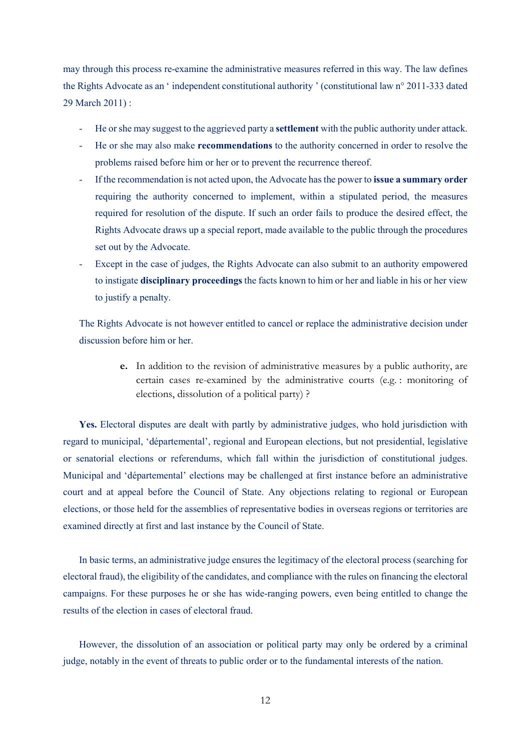may through this process re-examine the administrative measures referred in this way. The law defines the Rights Advocate as an ‘ independent constitutional authority ’ (constitutional law n° 2011-333 dated 29 March 2011) :

- He or she may suggest to the aggrieved party a **settlement** with the public authority under attack.
- He or she may also make **recommendations** to the authority concerned in order to resolve the problems raised before him or her or to prevent the recurrence thereof.
- If the recommendation is not acted upon, the Advocate has the power to **issue a summary order** requiring the authority concerned to implement, within a stipulated period, the measures required for resolution of the dispute. If such an order fails to produce the desired effect, the Rights Advocate draws up a special report, made available to the public through the procedures set out by the Advocate.
- Except in the case of judges, the Rights Advocate can also submit to an authority empowered to instigate **disciplinary proceedings** the facts known to him or her and liable in his or her view to justify a penalty.

The Rights Advocate is not however entitled to cancel or replace the administrative decision under discussion before him or her.

**e.** In addition to the revision of administrative measures by a public authority, are certain cases re-examined by the administrative courts (e.g. : monitoring of elections, dissolution of a political party) ?

**Yes.** Electoral disputes are dealt with partly by administrative judges, who hold jurisdiction with regard to municipal, ‘départemental’, regional and European elections, but not presidential, legislative or senatorial elections or referendums, which fall within the jurisdiction of constitutional judges. Municipal and ‘départemental’ elections may be challenged at first instance before an administrative court and at appeal before the Council of State. Any objections relating to regional or European elections, or those held for the assemblies of representative bodies in overseas regions or territories are examined directly at first and last instance by the Council of State.

In basic terms, an administrative judge ensures the legitimacy of the electoral process (searching for electoral fraud), the eligibility of the candidates, and compliance with the rules on financing the electoral campaigns. For these purposes he or she has wide-ranging powers, even being entitled to change the results of the election in cases of electoral fraud.

However, the dissolution of an association or political party may only be ordered by a criminal judge, notably in the event of threats to public order or to the fundamental interests of the nation.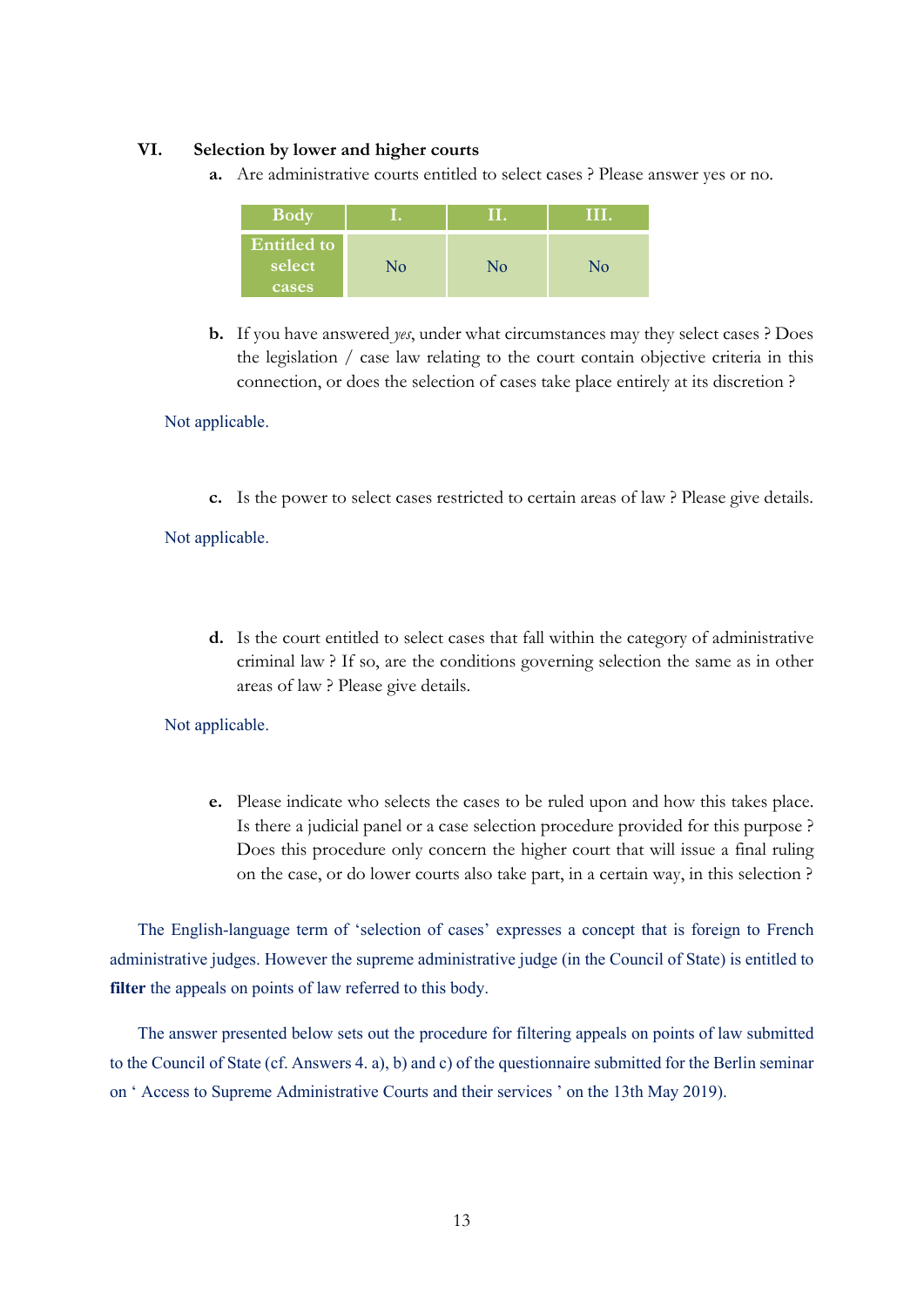## VI. Selection by lower and higher courts

**a.** Are administrative courts entitled to select cases ? Please answer yes or no.

| Body | I. | II. | III. |
|---|---|---|---|
| Entitled to select cases | No | No | No |

**b.** If you have answered *yes*, under what circumstances may they select cases ? Does the legislation / case law relating to the court contain objective criteria in this connection, or does the selection of cases take place entirely at its discretion ?

Not applicable.

**c.** Is the power to select cases restricted to certain areas of law ? Please give details.

Not applicable.

**d.** Is the court entitled to select cases that fall within the category of administrative criminal law ? If so, are the conditions governing selection the same as in other areas of law ? Please give details.

Not applicable.

**e.** Please indicate who selects the cases to be ruled upon and how this takes place. Is there a judicial panel or a case selection procedure provided for this purpose ? Does this procedure only concern the higher court that will issue a final ruling on the case, or do lower courts also take part, in a certain way, in this selection ?

The English-language term of 'selection of cases' expresses a concept that is foreign to French administrative judges. However the supreme administrative judge (in the Council of State) is entitled to **filter** the appeals on points of law referred to this body.

The answer presented below sets out the procedure for filtering appeals on points of law submitted to the Council of State (cf. Answers 4. a), b) and c) of the questionnaire submitted for the Berlin seminar on ' Access to Supreme Administrative Courts and their services ' on the 13th May 2019).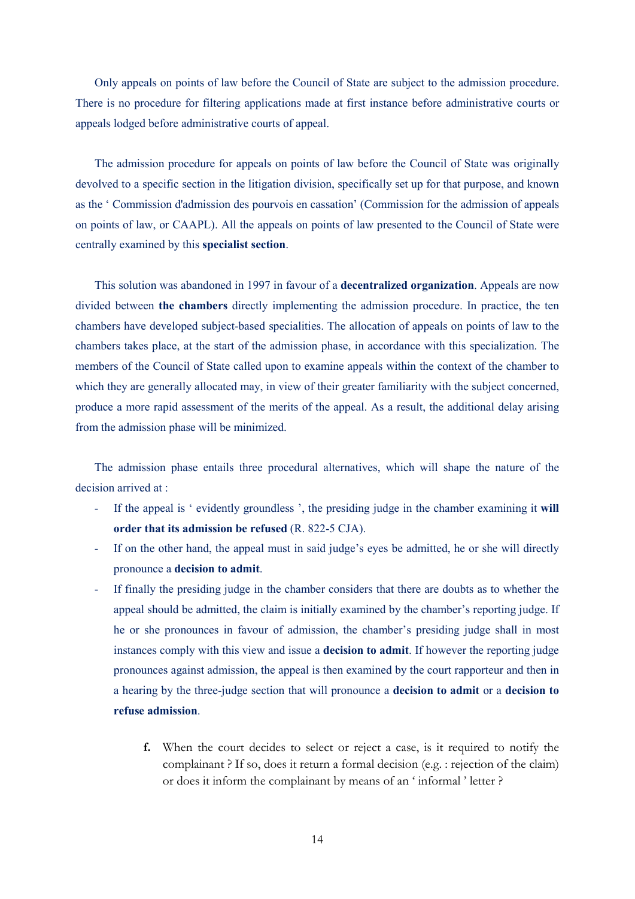Only appeals on points of law before the Council of State are subject to the admission procedure. There is no procedure for filtering applications made at first instance before administrative courts or appeals lodged before administrative courts of appeal.

The admission procedure for appeals on points of law before the Council of State was originally devolved to a specific section in the litigation division, specifically set up for that purpose, and known as the ‘ Commission d'admission des pourvois en cassation’ (Commission for the admission of appeals on points of law, or CAAPL). All the appeals on points of law presented to the Council of State were centrally examined by this **specialist section**.

This solution was abandoned in 1997 in favour of a **decentralized organization**. Appeals are now divided between **the chambers** directly implementing the admission procedure. In practice, the ten chambers have developed subject-based specialities. The allocation of appeals on points of law to the chambers takes place, at the start of the admission phase, in accordance with this specialization. The members of the Council of State called upon to examine appeals within the context of the chamber to which they are generally allocated may, in view of their greater familiarity with the subject concerned, produce a more rapid assessment of the merits of the appeal. As a result, the additional delay arising from the admission phase will be minimized.

The admission phase entails three procedural alternatives, which will shape the nature of the decision arrived at :

- If the appeal is ‘ evidently groundless ’, the presiding judge in the chamber examining it **will order that its admission be refused** (R. 822-5 CJA).
- If on the other hand, the appeal must in said judge’s eyes be admitted, he or she will directly pronounce a **decision to admit**.
- If finally the presiding judge in the chamber considers that there are doubts as to whether the appeal should be admitted, the claim is initially examined by the chamber’s reporting judge. If he or she pronounces in favour of admission, the chamber’s presiding judge shall in most instances comply with this view and issue a **decision to admit**. If however the reporting judge pronounces against admission, the appeal is then examined by the court rapporteur and then in a hearing by the three-judge section that will pronounce a **decision to admit** or a **decision to refuse admission**.

**f.** When the court decides to select or reject a case, is it required to notify the complainant ? If so, does it return a formal decision (e.g. : rejection of the claim) or does it inform the complainant by means of an ‘ informal ’ letter ?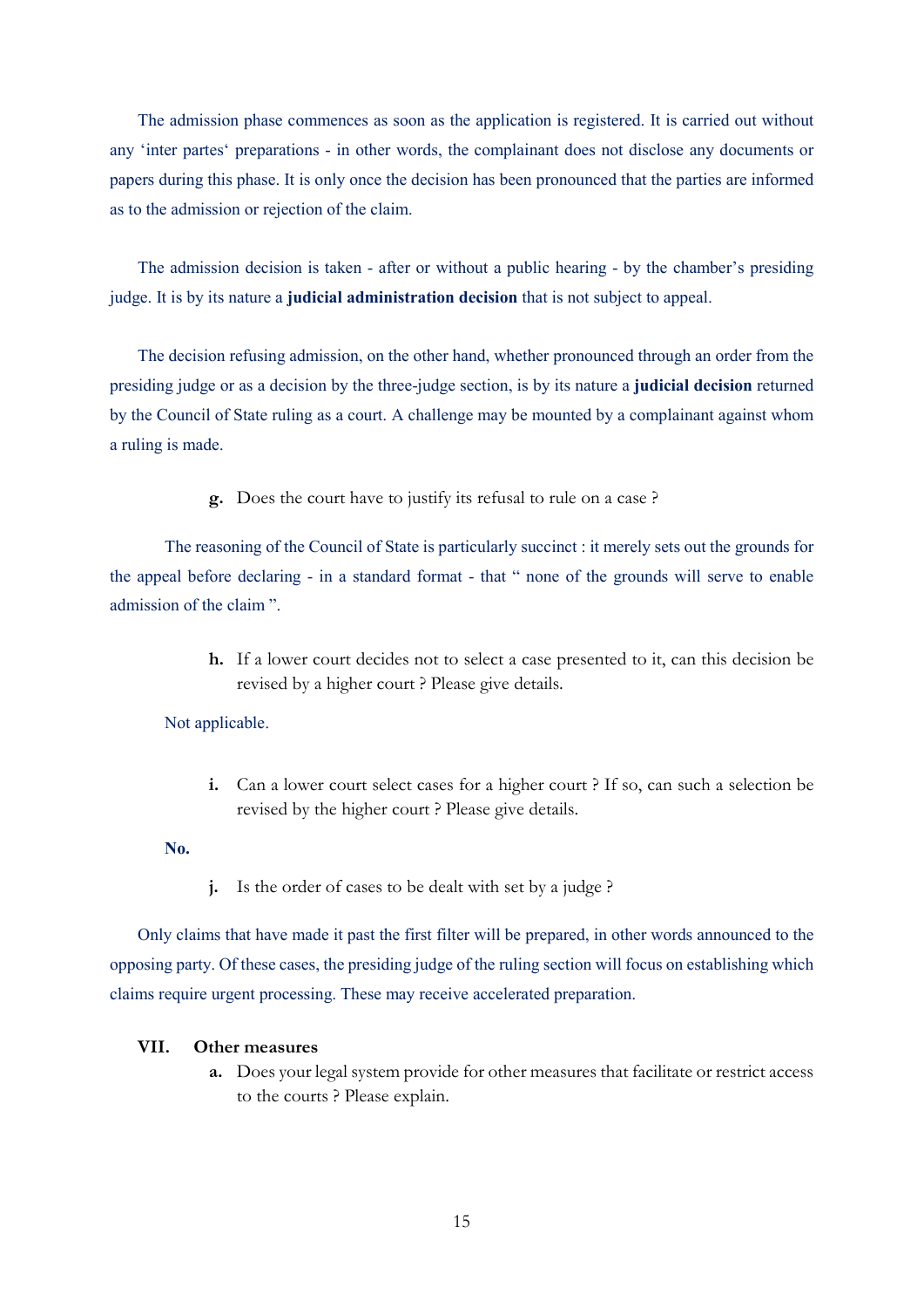The admission phase commences as soon as the application is registered. It is carried out without any 'inter partes' preparations - in other words, the complainant does not disclose any documents or papers during this phase. It is only once the decision has been pronounced that the parties are informed as to the admission or rejection of the claim.

The admission decision is taken - after or without a public hearing - by the chamber's presiding judge. It is by its nature a **judicial administration decision** that is not subject to appeal.

The decision refusing admission, on the other hand, whether pronounced through an order from the presiding judge or as a decision by the three-judge section, is by its nature a **judicial decision** returned by the Council of State ruling as a court. A challenge may be mounted by a complainant against whom a ruling is made.

**g.** Does the court have to justify its refusal to rule on a case ?

The reasoning of the Council of State is particularly succinct : it merely sets out the grounds for the appeal before declaring - in a standard format - that " none of the grounds will serve to enable admission of the claim ".

**h.** If a lower court decides not to select a case presented to it, can this decision be revised by a higher court ? Please give details.

Not applicable.

**i.** Can a lower court select cases for a higher court ? If so, can such a selection be revised by the higher court ? Please give details.

**No.**

**j.** Is the order of cases to be dealt with set by a judge ?

Only claims that have made it past the first filter will be prepared, in other words announced to the opposing party. Of these cases, the presiding judge of the ruling section will focus on establishing which claims require urgent processing. These may receive accelerated preparation.

## VII. Other measures

**a.** Does your legal system provide for other measures that facilitate or restrict access to the courts ? Please explain.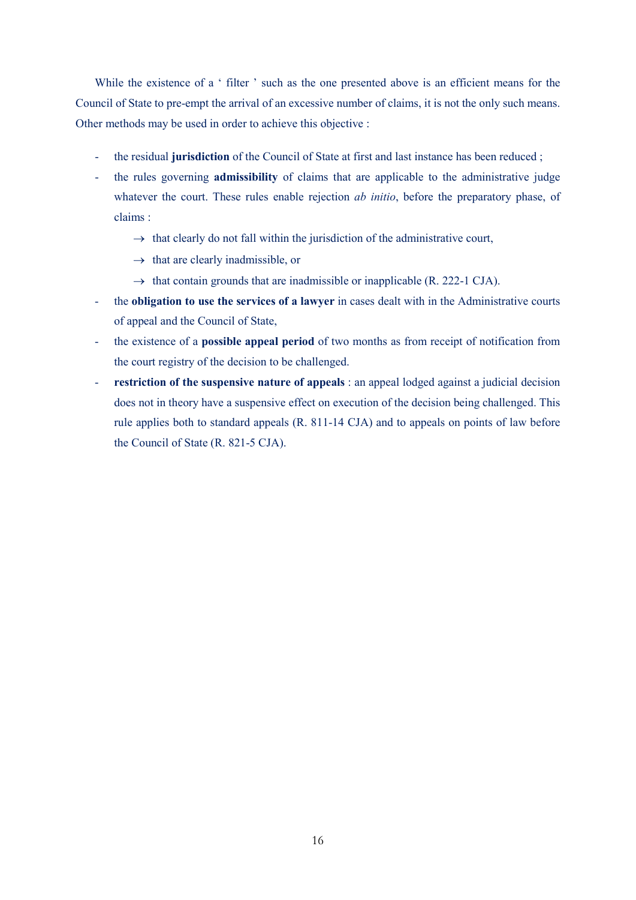While the existence of a ‘ filter ’ such as the one presented above is an efficient means for the Council of State to pre-empt the arrival of an excessive number of claims, it is not the only such means. Other methods may be used in order to achieve this objective :

- the residual **jurisdiction** of the Council of State at first and last instance has been reduced ;
- the rules governing **admissibility** of claims that are applicable to the administrative judge whatever the court. These rules enable rejection *ab initio*, before the preparatory phase, of claims :
  - → that clearly do not fall within the jurisdiction of the administrative court,
  - → that are clearly inadmissible, or
  - → that contain grounds that are inadmissible or inapplicable (R. 222-1 CJA).
- the **obligation to use the services of a lawyer** in cases dealt with in the Administrative courts of appeal and the Council of State,
- the existence of a **possible appeal period** of two months as from receipt of notification from the court registry of the decision to be challenged.
- **restriction of the suspensive nature of appeals** : an appeal lodged against a judicial decision does not in theory have a suspensive effect on execution of the decision being challenged. This rule applies both to standard appeals (R. 811-14 CJA) and to appeals on points of law before the Council of State (R. 821-5 CJA).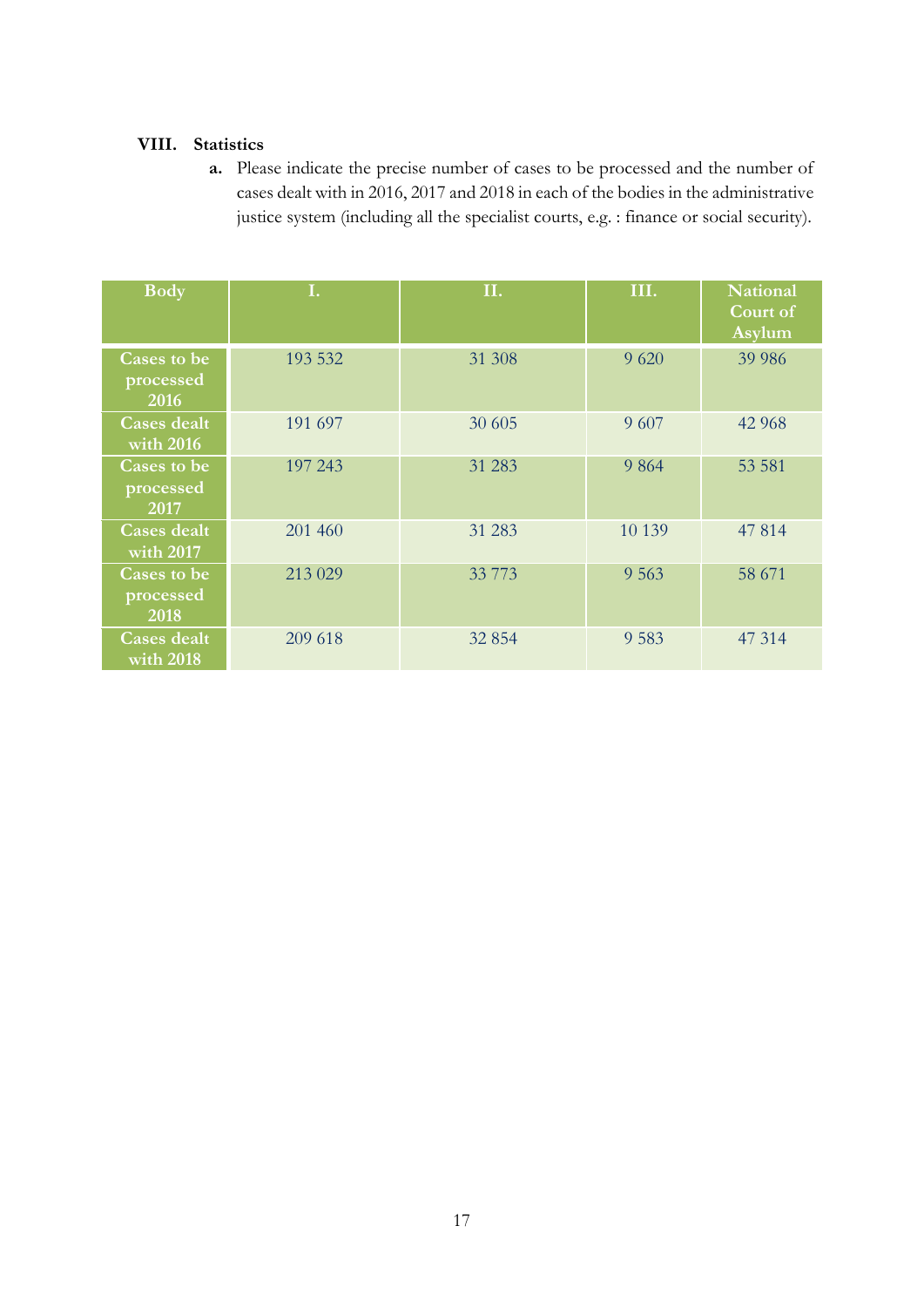## VIII. Statistics

**a.** Please indicate the precise number of cases to be processed and the number of cases dealt with in 2016, 2017 and 2018 in each of the bodies in the administrative justice system (including all the specialist courts, e.g. : finance or social security).

| Body | I. | II. | III. | National Court of Asylum |
|---|---|---|---|---|
| Cases to be processed 2016 | 193 532 | 31 308 | 9 620 | 39 986 |
| Cases dealt with 2016 | 191 697 | 30 605 | 9 607 | 42 968 |
| Cases to be processed 2017 | 197 243 | 31 283 | 9 864 | 53 581 |
| Cases dealt with 2017 | 201 460 | 31 283 | 10 139 | 47 814 |
| Cases to be processed 2018 | 213 029 | 33 773 | 9 563 | 58 671 |
| Cases dealt with 2018 | 209 618 | 32 854 | 9 583 | 47 314 |